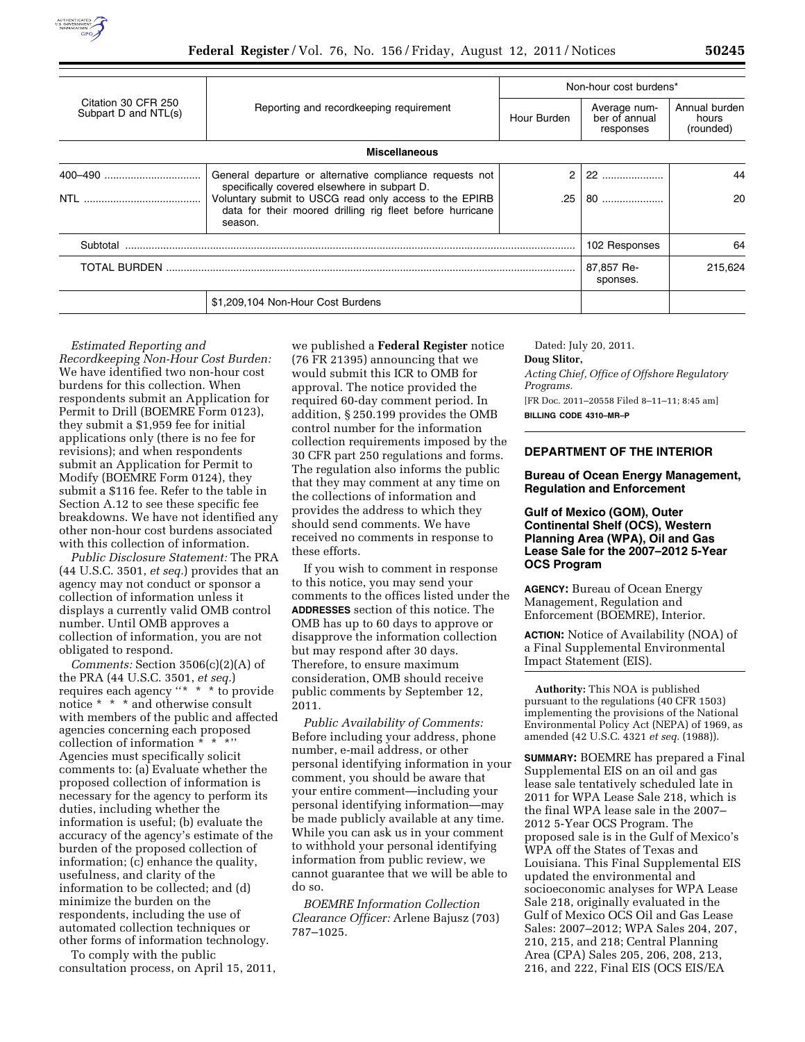| Citation 30 CFR 250 Subpart D and NTL(s) | Reporting and recordkeeping requirement | Non-hour cost burdens* | | |
|---|---|---|---|---|
| | | Hour Burden | Average number of annual responses | Annual burden hours (rounded) |
| **Miscellaneous** | | | | |
| 400–490 | General departure or alternative compliance requests not specifically covered elsewhere in subpart D. | 2 | 22 | 44 |
| NTL | Voluntary submit to USCG read only access to the EPIRB data for their moored drilling rig fleet before hurricane season. | .25 | 80 | 20 |
| Subtotal | | | 102 Responses | 64 |
| TOTAL BURDEN | | | 87,857 Responses. | 215,624 |
| | $1,209,104 Non-Hour Cost Burdens | | | |

*Estimated Reporting and Recordkeeping Non-Hour Cost Burden:* We have identified two non-hour cost burdens for this collection. When respondents submit an Application for Permit to Drill (BOEMRE Form 0123), they submit a $1,959 fee for initial applications only (there is no fee for revisions); and when respondents submit an Application for Permit to Modify (BOEMRE Form 0124), they submit a $116 fee. Refer to the table in Section A.12 to see these specific fee breakdowns. We have not identified any other non-hour cost burdens associated with this collection of information.

*Public Disclosure Statement:* The PRA (44 U.S.C. 3501, *et seq.*) provides that an agency may not conduct or sponsor a collection of information unless it displays a currently valid OMB control number. Until OMB approves a collection of information, you are not obligated to respond.

*Comments:* Section 3506(c)(2)(A) of the PRA (44 U.S.C. 3501, *et seq.*) requires each agency "* * * to provide notice * * * and otherwise consult with members of the public and affected agencies concerning each proposed collection of information * * *" Agencies must specifically solicit comments to: (a) Evaluate whether the proposed collection of information is necessary for the agency to perform its duties, including whether the information is useful; (b) evaluate the accuracy of the agency's estimate of the burden of the proposed collection of information; (c) enhance the quality, usefulness, and clarity of the information to be collected; and (d) minimize the burden on the respondents, including the use of automated collection techniques or other forms of information technology.

To comply with the public consultation process, on April 15, 2011, we published a **Federal Register** notice (76 FR 21395) announcing that we would submit this ICR to OMB for approval. The notice provided the required 60-day comment period. In addition, § 250.199 provides the OMB control number for the information collection requirements imposed by the 30 CFR part 250 regulations and forms. The regulation also informs the public that they may comment at any time on the collections of information and provides the address to which they should send comments. We have received no comments in response to these efforts.

If you wish to comment in response to this notice, you may send your comments to the offices listed under the **ADDRESSES** section of this notice. The OMB has up to 60 days to approve or disapprove the information collection but may respond after 30 days. Therefore, to ensure maximum consideration, OMB should receive public comments by September 12, 2011.

*Public Availability of Comments:* Before including your address, phone number, e-mail address, or other personal identifying information in your comment, you should be aware that your entire comment—including your personal identifying information—may be made publicly available at any time. While you can ask us in your comment to withhold your personal identifying information from public review, we cannot guarantee that we will be able to do so.

*BOEMRE Information Collection Clearance Officer:* Arlene Bajusz (703) 787–1025.

Dated: July 20, 2011.

**Doug Slitor,**

*Acting Chief, Office of Offshore Regulatory Programs.*

[FR Doc. 2011–20558 Filed 8–11–11; 8:45 am]

**BILLING CODE 4310–MR–P**

## DEPARTMENT OF THE INTERIOR

### Bureau of Ocean Energy Management, Regulation and Enforcement

### Gulf of Mexico (GOM), Outer Continental Shelf (OCS), Western Planning Area (WPA), Oil and Gas Lease Sale for the 2007–2012 5-Year OCS Program

**AGENCY:** Bureau of Ocean Energy Management, Regulation and Enforcement (BOEMRE), Interior.

**ACTION:** Notice of Availability (NOA) of a Final Supplemental Environmental Impact Statement (EIS).

**Authority:** This NOA is published pursuant to the regulations (40 CFR 1503) implementing the provisions of the National Environmental Policy Act (NEPA) of 1969, as amended (42 U.S.C. 4321 *et seq.* (1988)).

**SUMMARY:** BOEMRE has prepared a Final Supplemental EIS on an oil and gas lease sale tentatively scheduled late in 2011 for WPA Lease Sale 218, which is the final WPA lease sale in the 2007–2012 5-Year OCS Program. The proposed sale is in the Gulf of Mexico's WPA off the States of Texas and Louisiana. This Final Supplemental EIS updated the environmental and socioeconomic analyses for WPA Lease Sale 218, originally evaluated in the Gulf of Mexico OCS Oil and Gas Lease Sales: 2007–2012; WPA Sales 204, 207, 210, 215, and 218; Central Planning Area (CPA) Sales 205, 206, 208, 213, 216, and 222, Final EIS (OCS EIS/EA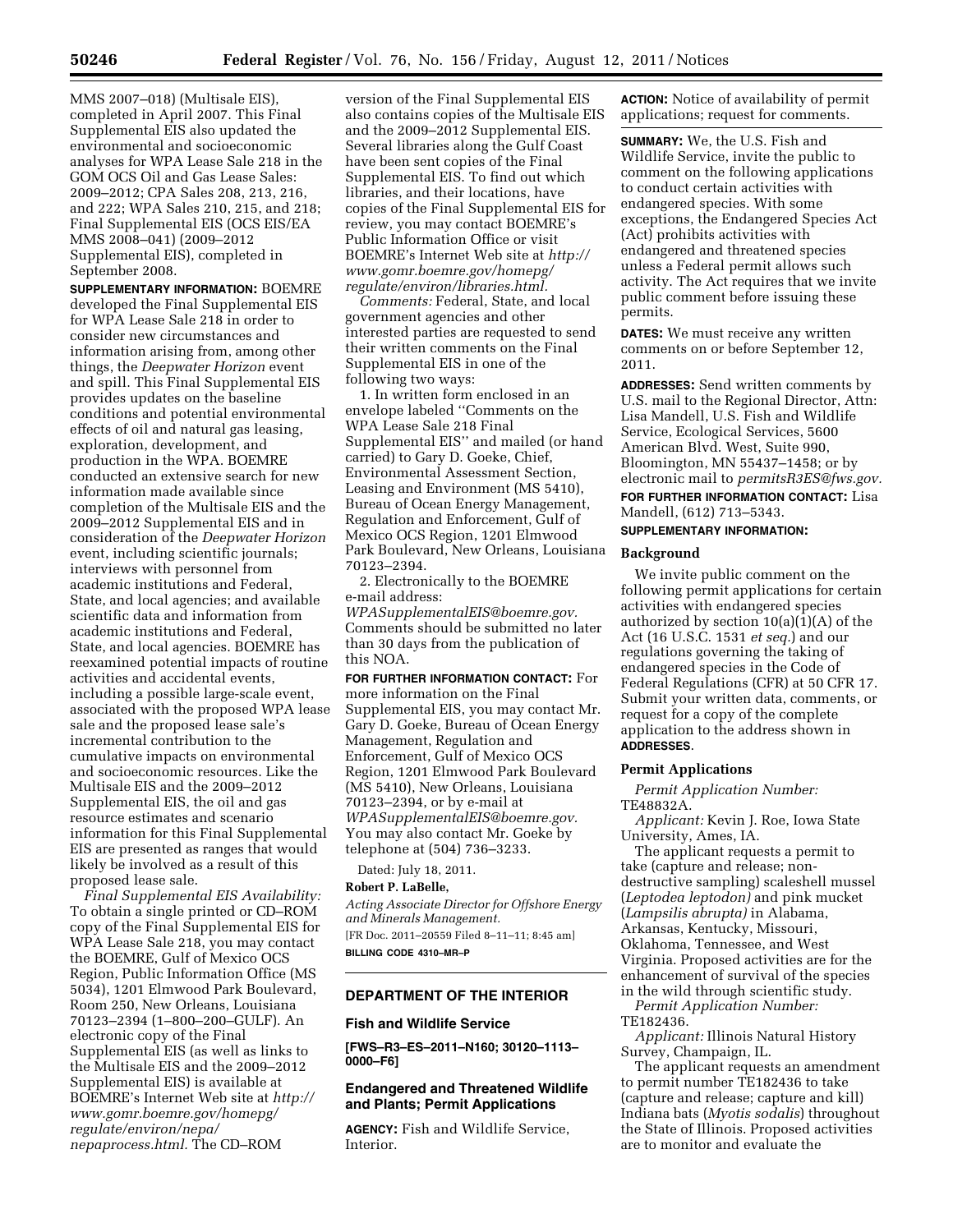MMS 2007–018) (Multisale EIS), completed in April 2007. This Final Supplemental EIS also updated the environmental and socioeconomic analyses for WPA Lease Sale 218 in the GOM OCS Oil and Gas Lease Sales: 2009–2012; CPA Sales 208, 213, 216, and 222; WPA Sales 210, 215, and 218; Final Supplemental EIS (OCS EIS/EA MMS 2008–041) (2009–2012 Supplemental EIS), completed in September 2008.

**SUPPLEMENTARY INFORMATION:** BOEMRE developed the Final Supplemental EIS for WPA Lease Sale 218 in order to consider new circumstances and information arising from, among other things, the *Deepwater Horizon* event and spill. This Final Supplemental EIS provides updates on the baseline conditions and potential environmental effects of oil and natural gas leasing, exploration, development, and production in the WPA. BOEMRE conducted an extensive search for new information made available since completion of the Multisale EIS and the 2009–2012 Supplemental EIS and in consideration of the *Deepwater Horizon* event, including scientific journals; interviews with personnel from academic institutions and Federal, State, and local agencies; and available scientific data and information from academic institutions and Federal, State, and local agencies. BOEMRE has reexamined potential impacts of routine activities and accidental events, including a possible large-scale event, associated with the proposed WPA lease sale and the proposed lease sale's incremental contribution to the cumulative impacts on environmental and socioeconomic resources. Like the Multisale EIS and the 2009–2012 Supplemental EIS, the oil and gas resource estimates and scenario information for this Final Supplemental EIS are presented as ranges that would likely be involved as a result of this proposed lease sale.

*Final Supplemental EIS Availability:* To obtain a single printed or CD–ROM copy of the Final Supplemental EIS for WPA Lease Sale 218, you may contact the BOEMRE, Gulf of Mexico OCS Region, Public Information Office (MS 5034), 1201 Elmwood Park Boulevard, Room 250, New Orleans, Louisiana 70123–2394 (1–800–200–GULF). An electronic copy of the Final Supplemental EIS (as well as links to the Multisale EIS and the 2009–2012 Supplemental EIS) is available at BOEMRE's Internet Web site at *http://www.gomr.boemre.gov/homepg/regulate/environ/nepa/nepaprocess.html.* The CD–ROM version of the Final Supplemental EIS also contains copies of the Multisale EIS and the 2009–2012 Supplemental EIS. Several libraries along the Gulf Coast have been sent copies of the Final Supplemental EIS. To find out which libraries, and their locations, have copies of the Final Supplemental EIS for review, you may contact BOEMRE's Public Information Office or visit BOEMRE's Internet Web site at *http://www.gomr.boemre.gov/homepg/regulate/environ/libraries.html.*

*Comments:* Federal, State, and local government agencies and other interested parties are requested to send their written comments on the Final Supplemental EIS in one of the following two ways:

1. In written form enclosed in an envelope labeled ''Comments on the WPA Lease Sale 218 Final Supplemental EIS'' and mailed (or hand carried) to Gary D. Goeke, Chief, Environmental Assessment Section, Leasing and Environment (MS 5410), Bureau of Ocean Energy Management, Regulation and Enforcement, Gulf of Mexico OCS Region, 1201 Elmwood Park Boulevard, New Orleans, Louisiana 70123–2394.

2. Electronically to the BOEMRE e-mail address: *WPASupplementalEIS@boemre.gov.* Comments should be submitted no later than 30 days from the publication of this NOA.

**FOR FURTHER INFORMATION CONTACT:** For more information on the Final Supplemental EIS, you may contact Mr. Gary D. Goeke, Bureau of Ocean Energy Management, Regulation and Enforcement, Gulf of Mexico OCS Region, 1201 Elmwood Park Boulevard (MS 5410), New Orleans, Louisiana 70123–2394, or by e-mail at *WPASupplementalEIS@boemre.gov.* You may also contact Mr. Goeke by telephone at (504) 736–3233.

Dated: July 18, 2011.

**Robert P. LaBelle,**

*Acting Associate Director for Offshore Energy and Minerals Management.*

[FR Doc. 2011–20559 Filed 8–11–11; 8:45 am]

**BILLING CODE 4310–MR–P**

## DEPARTMENT OF THE INTERIOR

### Fish and Wildlife Service

**[FWS–R3–ES–2011–N160; 30120–1113–0000–F6]**

### Endangered and Threatened Wildlife and Plants; Permit Applications

**AGENCY:** Fish and Wildlife Service, Interior.

**ACTION:** Notice of availability of permit applications; request for comments.

**SUMMARY:** We, the U.S. Fish and Wildlife Service, invite the public to comment on the following applications to conduct certain activities with endangered species. With some exceptions, the Endangered Species Act (Act) prohibits activities with endangered and threatened species unless a Federal permit allows such activity. The Act requires that we invite public comment before issuing these permits.

**DATES:** We must receive any written comments on or before September 12, 2011.

**ADDRESSES:** Send written comments by U.S. mail to the Regional Director, Attn: Lisa Mandell, U.S. Fish and Wildlife Service, Ecological Services, 5600 American Blvd. West, Suite 990, Bloomington, MN 55437–1458; or by electronic mail to *permitsR3ES@fws.gov.*

**FOR FURTHER INFORMATION CONTACT:** Lisa Mandell, (612) 713–5343.

**SUPPLEMENTARY INFORMATION:**

#### Background

We invite public comment on the following permit applications for certain activities with endangered species authorized by section 10(a)(1)(A) of the Act (16 U.S.C. 1531 *et seq.*) and our regulations governing the taking of endangered species in the Code of Federal Regulations (CFR) at 50 CFR 17. Submit your written data, comments, or request for a copy of the complete application to the address shown in **ADDRESSES**.

#### Permit Applications

*Permit Application Number:* TE48832A.

*Applicant:* Kevin J. Roe, Iowa State University, Ames, IA.

The applicant requests a permit to take (capture and release; non-destructive sampling) scaleshell mussel (*Leptodea leptodon)* and pink mucket (*Lampsilis abrupta)* in Alabama, Arkansas, Kentucky, Missouri, Oklahoma, Tennessee, and West Virginia. Proposed activities are for the enhancement of survival of the species in the wild through scientific study.

*Permit Application Number:* TE182436.

*Applicant:* Illinois Natural History Survey, Champaign, IL.

The applicant requests an amendment to permit number TE182436 to take (capture and release; capture and kill) Indiana bats (*Myotis sodalis*) throughout the State of Illinois. Proposed activities are to monitor and evaluate the